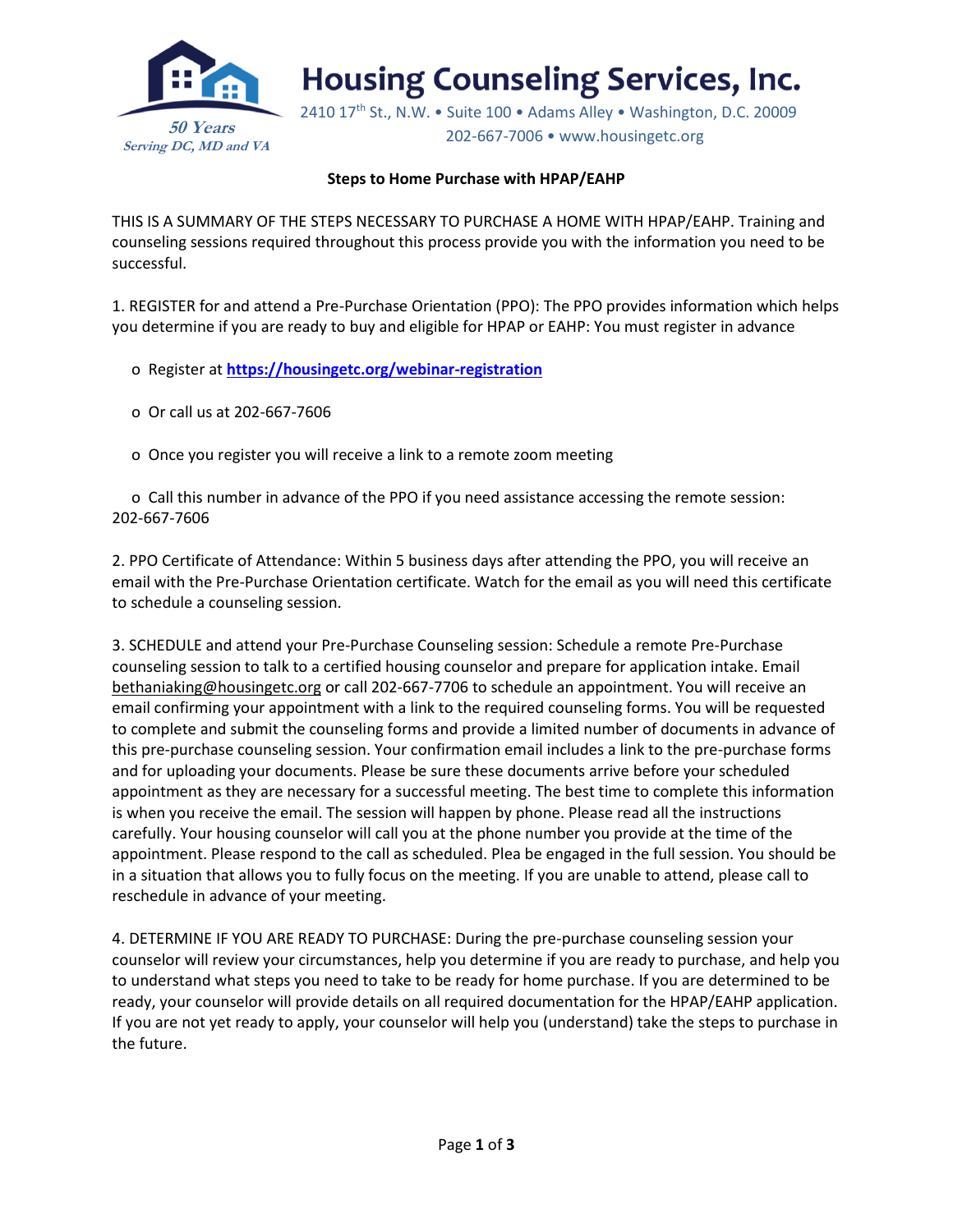# Housing Counseling Services, Inc.

*50 Years*
*Serving DC, MD and VA*

2410 17th St., N.W. • Suite 100 • Adams Alley • Washington, D.C. 20009
202-667-7006 • www.housingetc.org

**Steps to Home Purchase with HPAP/EAHP**

THIS IS A SUMMARY OF THE STEPS NECESSARY TO PURCHASE A HOME WITH HPAP/EAHP. Training and counseling sessions required throughout this process provide you with the information you need to be successful.

1. REGISTER for and attend a Pre-Purchase Orientation (PPO): The PPO provides information which helps you determine if you are ready to buy and eligible for HPAP or EAHP: You must register in advance

   - Register at **https://housingetc.org/webinar-registration**
   - Or call us at 202-667-7606
   - Once you register you will receive a link to a remote zoom meeting
   - Call this number in advance of the PPO if you need assistance accessing the remote session: 202-667-7606

2. PPO Certificate of Attendance: Within 5 business days after attending the PPO, you will receive an email with the Pre-Purchase Orientation certificate. Watch for the email as you will need this certificate to schedule a counseling session.

3. SCHEDULE and attend your Pre-Purchase Counseling session: Schedule a remote Pre-Purchase counseling session to talk to a certified housing counselor and prepare for application intake. Email bethaniaking@housingetc.org or call 202-667-7706 to schedule an appointment. You will receive an email confirming your appointment with a link to the required counseling forms. You will be requested to complete and submit the counseling forms and provide a limited number of documents in advance of this pre-purchase counseling session. Your confirmation email includes a link to the pre-purchase forms and for uploading your documents. Please be sure these documents arrive before your scheduled appointment as they are necessary for a successful meeting. The best time to complete this information is when you receive the email. The session will happen by phone. Please read all the instructions carefully. Your housing counselor will call you at the phone number you provide at the time of the appointment. Please respond to the call as scheduled. Plea be engaged in the full session. You should be in a situation that allows you to fully focus on the meeting. If you are unable to attend, please call to reschedule in advance of your meeting.

4. DETERMINE IF YOU ARE READY TO PURCHASE: During the pre-purchase counseling session your counselor will review your circumstances, help you determine if you are ready to purchase, and help you to understand what steps you need to take to be ready for home purchase. If you are determined to be ready, your counselor will provide details on all required documentation for the HPAP/EAHP application. If you are not yet ready to apply, your counselor will help you (understand) take the steps to purchase in the future.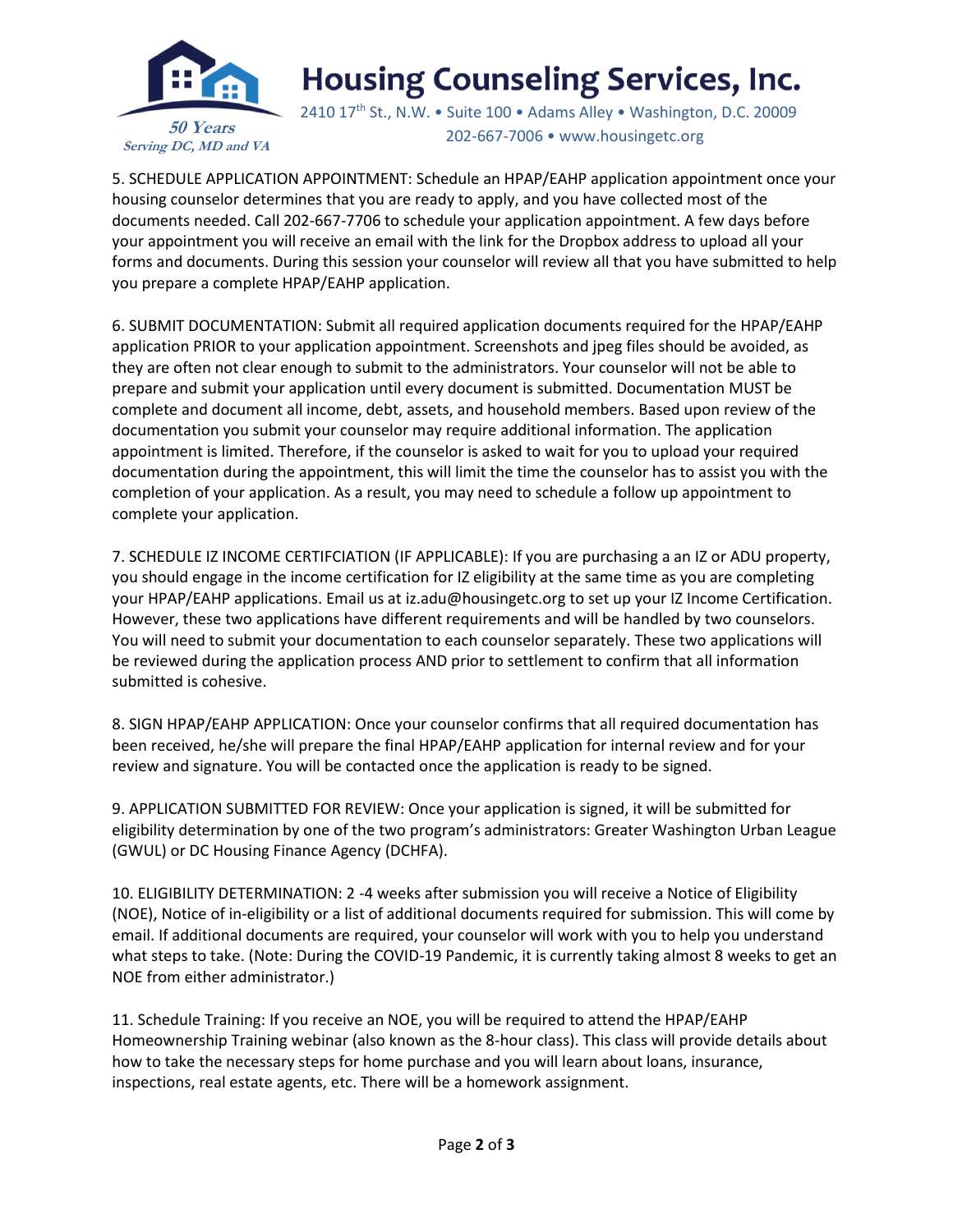5. SCHEDULE APPLICATION APPOINTMENT: Schedule an HPAP/EAHP application appointment once your housing counselor determines that you are ready to apply, and you have collected most of the documents needed. Call 202-667-7706 to schedule your application appointment. A few days before your appointment you will receive an email with the link for the Dropbox address to upload all your forms and documents. During this session your counselor will review all that you have submitted to help you prepare a complete HPAP/EAHP application.

6. SUBMIT DOCUMENTATION: Submit all required application documents required for the HPAP/EAHP application PRIOR to your application appointment. Screenshots and jpeg files should be avoided, as they are often not clear enough to submit to the administrators. Your counselor will not be able to prepare and submit your application until every document is submitted. Documentation MUST be complete and document all income, debt, assets, and household members. Based upon review of the documentation you submit your counselor may require additional information. The application appointment is limited. Therefore, if the counselor is asked to wait for you to upload your required documentation during the appointment, this will limit the time the counselor has to assist you with the completion of your application. As a result, you may need to schedule a follow up appointment to complete your application.

7. SCHEDULE IZ INCOME CERTIFCIATION (IF APPLICABLE): If you are purchasing a an IZ or ADU property, you should engage in the income certification for IZ eligibility at the same time as you are completing your HPAP/EAHP applications. Email us at iz.adu@housingetc.org to set up your IZ Income Certification. However, these two applications have different requirements and will be handled by two counselors. You will need to submit your documentation to each counselor separately. These two applications will be reviewed during the application process AND prior to settlement to confirm that all information submitted is cohesive.

8. SIGN HPAP/EAHP APPLICATION: Once your counselor confirms that all required documentation has been received, he/she will prepare the final HPAP/EAHP application for internal review and for your review and signature. You will be contacted once the application is ready to be signed.

9. APPLICATION SUBMITTED FOR REVIEW: Once your application is signed, it will be submitted for eligibility determination by one of the two program's administrators: Greater Washington Urban League (GWUL) or DC Housing Finance Agency (DCHFA).

10. ELIGIBILITY DETERMINATION: 2 -4 weeks after submission you will receive a Notice of Eligibility (NOE), Notice of in-eligibility or a list of additional documents required for submission. This will come by email. If additional documents are required, your counselor will work with you to help you understand what steps to take. (Note: During the COVID-19 Pandemic, it is currently taking almost 8 weeks to get an NOE from either administrator.)

11. Schedule Training: If you receive an NOE, you will be required to attend the HPAP/EAHP Homeownership Training webinar (also known as the 8-hour class). This class will provide details about how to take the necessary steps for home purchase and you will learn about loans, insurance, inspections, real estate agents, etc. There will be a homework assignment.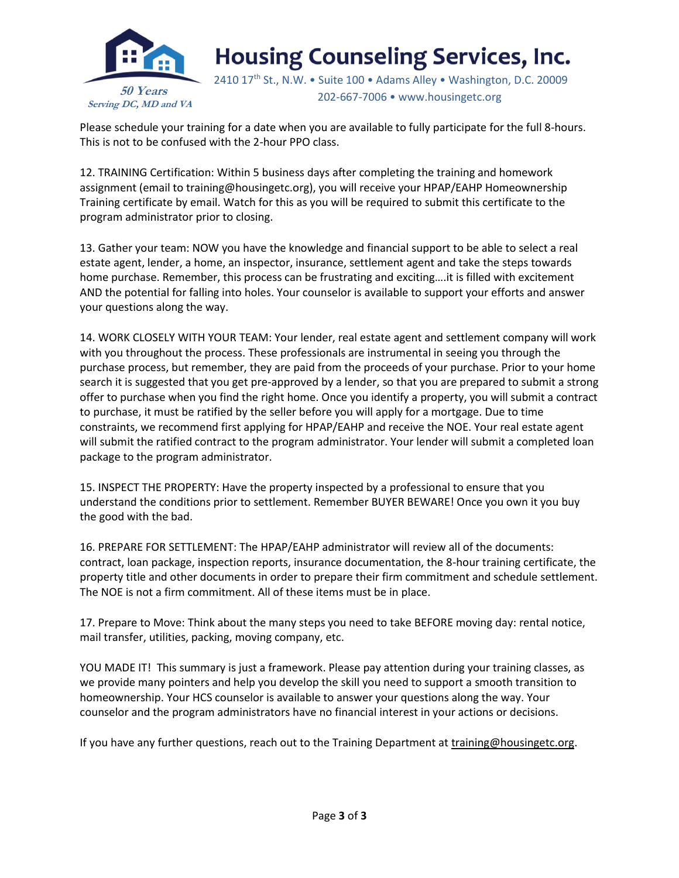Please schedule your training for a date when you are available to fully participate for the full 8-hours. This is not to be confused with the 2-hour PPO class.

12. TRAINING Certification: Within 5 business days after completing the training and homework assignment (email to training@housingetc.org), you will receive your HPAP/EAHP Homeownership Training certificate by email. Watch for this as you will be required to submit this certificate to the program administrator prior to closing.

13. Gather your team: NOW you have the knowledge and financial support to be able to select a real estate agent, lender, a home, an inspector, insurance, settlement agent and take the steps towards home purchase. Remember, this process can be frustrating and exciting….it is filled with excitement AND the potential for falling into holes. Your counselor is available to support your efforts and answer your questions along the way.

14. WORK CLOSELY WITH YOUR TEAM: Your lender, real estate agent and settlement company will work with you throughout the process. These professionals are instrumental in seeing you through the purchase process, but remember, they are paid from the proceeds of your purchase. Prior to your home search it is suggested that you get pre-approved by a lender, so that you are prepared to submit a strong offer to purchase when you find the right home. Once you identify a property, you will submit a contract to purchase, it must be ratified by the seller before you will apply for a mortgage. Due to time constraints, we recommend first applying for HPAP/EAHP and receive the NOE. Your real estate agent will submit the ratified contract to the program administrator. Your lender will submit a completed loan package to the program administrator.

15. INSPECT THE PROPERTY: Have the property inspected by a professional to ensure that you understand the conditions prior to settlement. Remember BUYER BEWARE! Once you own it you buy the good with the bad.

16. PREPARE FOR SETTLEMENT: The HPAP/EAHP administrator will review all of the documents: contract, loan package, inspection reports, insurance documentation, the 8-hour training certificate, the property title and other documents in order to prepare their firm commitment and schedule settlement. The NOE is not a firm commitment. All of these items must be in place.

17. Prepare to Move: Think about the many steps you need to take BEFORE moving day: rental notice, mail transfer, utilities, packing, moving company, etc.

YOU MADE IT! This summary is just a framework. Please pay attention during your training classes, as we provide many pointers and help you develop the skill you need to support a smooth transition to homeownership. Your HCS counselor is available to answer your questions along the way. Your counselor and the program administrators have no financial interest in your actions or decisions.

If you have any further questions, reach out to the Training Department at training@housingetc.org.